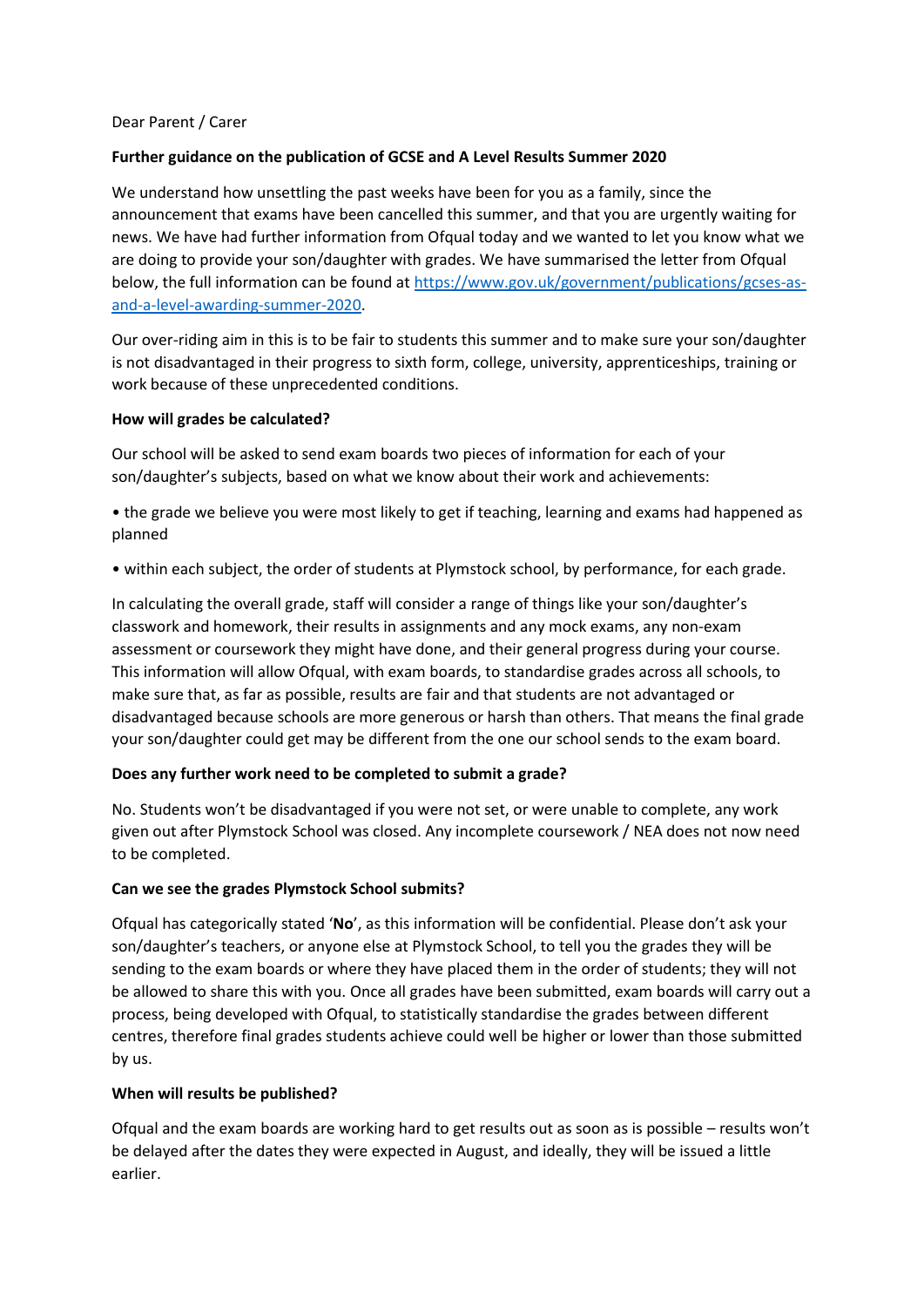Dear Parent / Carer

**Further guidance on the publication of GCSE and A Level Results Summer 2020**

We understand how unsettling the past weeks have been for you as a family, since the announcement that exams have been cancelled this summer, and that you are urgently waiting for news. We have had further information from Ofqual today and we wanted to let you know what we are doing to provide your son/daughter with grades. We have summarised the letter from Ofqual below, the full information can be found at [https://www.gov.uk/government/publications/gcses-as-and-a-level-awarding-summer-2020](https://www.gov.uk/government/publications/gcses-as-and-a-level-awarding-summer-2020).

Our over-riding aim in this is to be fair to students this summer and to make sure your son/daughter is not disadvantaged in their progress to sixth form, college, university, apprenticeships, training or work because of these unprecedented conditions.

**How will grades be calculated?**

Our school will be asked to send exam boards two pieces of information for each of your son/daughter's subjects, based on what we know about their work and achievements:

- the grade we believe you were most likely to get if teaching, learning and exams had happened as planned
- within each subject, the order of students at Plymstock school, by performance, for each grade.

In calculating the overall grade, staff will consider a range of things like your son/daughter's classwork and homework, their results in assignments and any mock exams, any non-exam assessment or coursework they might have done, and their general progress during your course. This information will allow Ofqual, with exam boards, to standardise grades across all schools, to make sure that, as far as possible, results are fair and that students are not advantaged or disadvantaged because schools are more generous or harsh than others. That means the final grade your son/daughter could get may be different from the one our school sends to the exam board.

**Does any further work need to be completed to submit a grade?**

No. Students won't be disadvantaged if you were not set, or were unable to complete, any work given out after Plymstock School was closed. Any incomplete coursework / NEA does not now need to be completed.

**Can we see the grades Plymstock School submits?**

Ofqual has categorically stated '**No**', as this information will be confidential. Please don't ask your son/daughter's teachers, or anyone else at Plymstock School, to tell you the grades they will be sending to the exam boards or where they have placed them in the order of students; they will not be allowed to share this with you. Once all grades have been submitted, exam boards will carry out a process, being developed with Ofqual, to statistically standardise the grades between different centres, therefore final grades students achieve could well be higher or lower than those submitted by us.

**When will results be published?**

Ofqual and the exam boards are working hard to get results out as soon as is possible – results won't be delayed after the dates they were expected in August, and ideally, they will be issued a little earlier.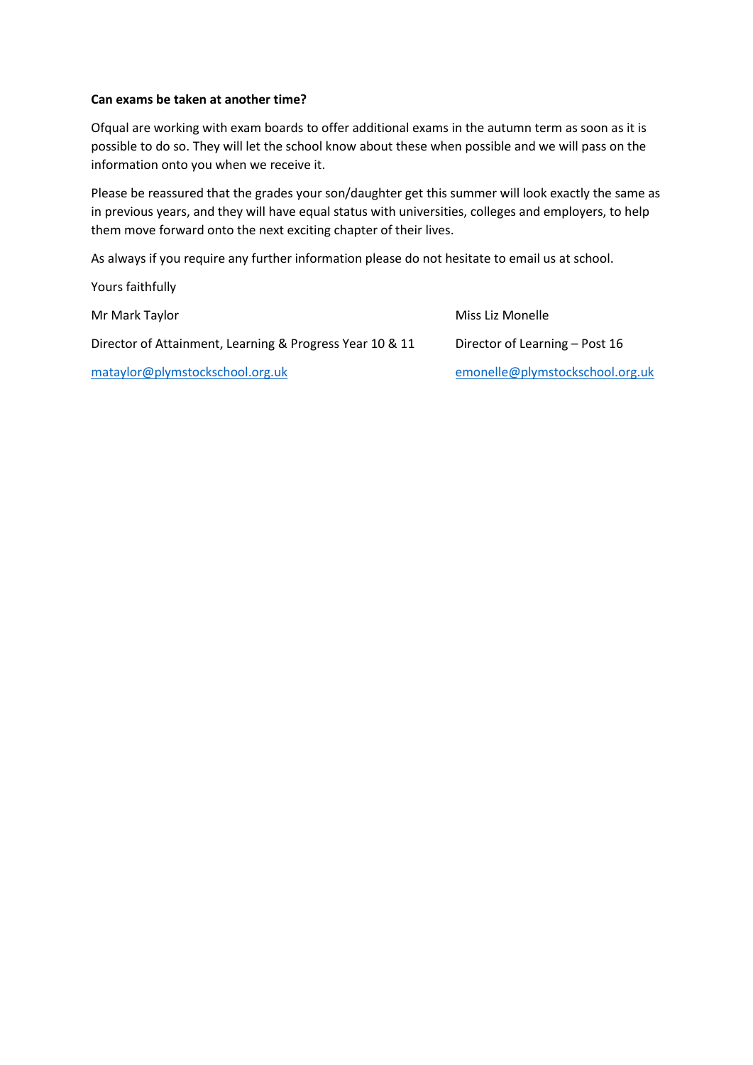**Can exams be taken at another time?**

Ofqual are working with exam boards to offer additional exams in the autumn term as soon as it is possible to do so. They will let the school know about these when possible and we will pass on the information onto you when we receive it.

Please be reassured that the grades your son/daughter get this summer will look exactly the same as in previous years, and they will have equal status with universities, colleges and employers, to help them move forward onto the next exciting chapter of their lives.

As always if you require any further information please do not hesitate to email us at school.

Yours faithfully

Mr Mark Taylor

Director of Attainment, Learning & Progress Year 10 & 11

mataylor@plymstockschool.org.uk

Miss Liz Monelle

Director of Learning – Post 16

emonelle@plymstockschool.org.uk